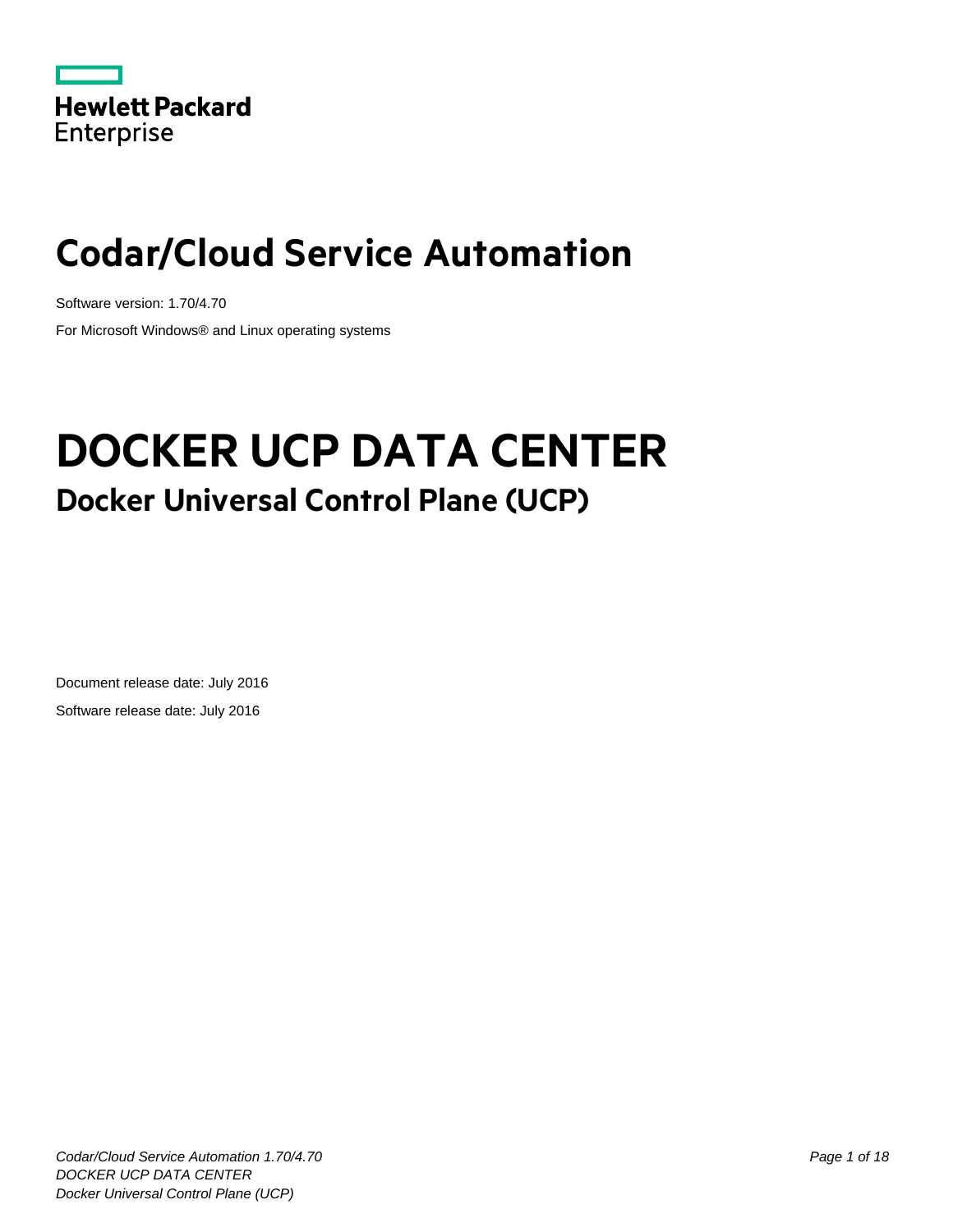Hewlett Packard
Enterprise

# Codar/Cloud Service Automation

Software version: 1.70/4.70

For Microsoft Windows® and Linux operating systems

# DOCKER UCP DATA CENTER

## Docker Universal Control Plane (UCP)

Document release date: July 2016

Software release date: July 2016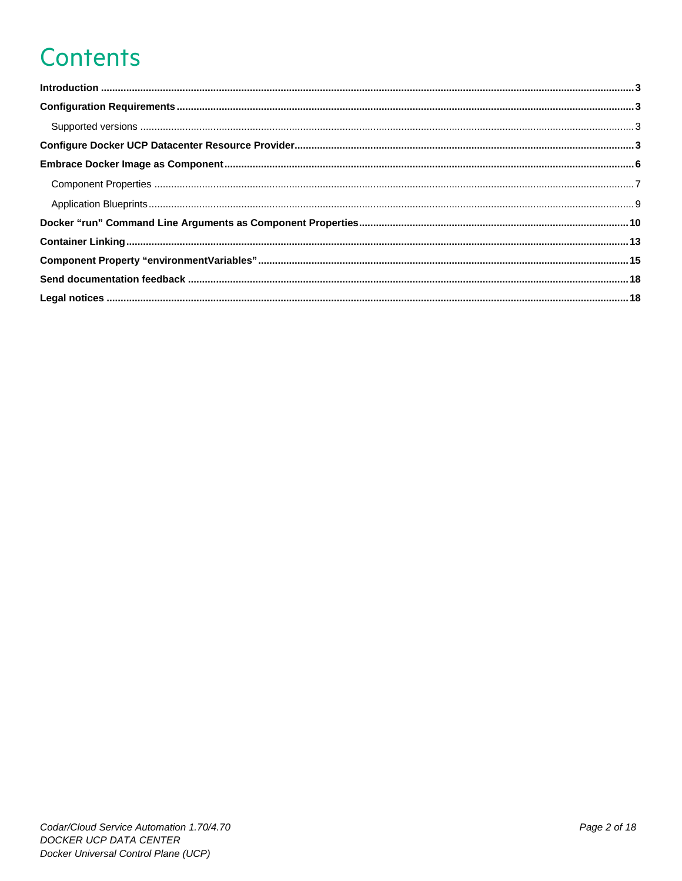# Contents

**Introduction** ........ **3**

**Configuration Requirements** ........ **3**

- Supported versions ........ 3

**Configure Docker UCP Datacenter Resource Provider** ........ **3**

**Embrace Docker Image as Component** ........ **6**

- Component Properties ........ 7
- Application Blueprints ........ 9

**Docker “run” Command Line Arguments as Component Properties** ........ **10**

**Container Linking** ........ **13**

**Component Property “environmentVariables”** ........ **15**

**Send documentation feedback** ........ **18**

**Legal notices** ........ **18**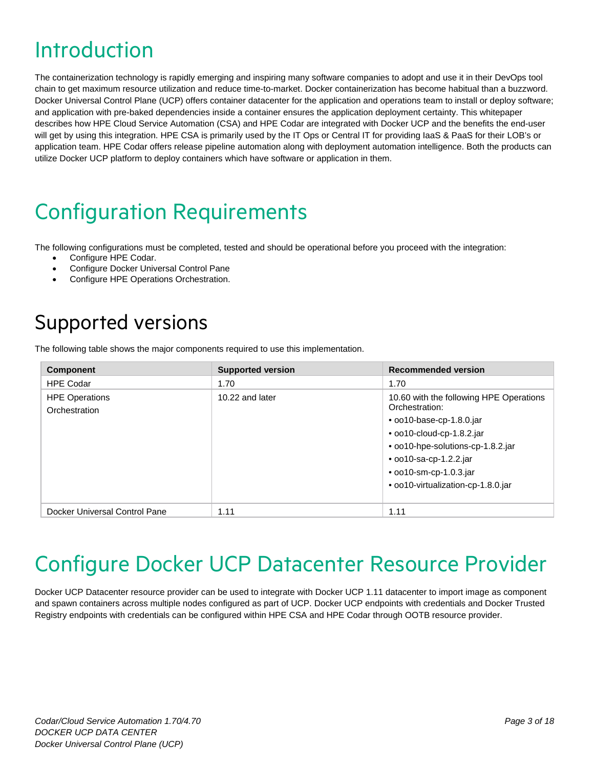# Introduction

The containerization technology is rapidly emerging and inspiring many software companies to adopt and use it in their DevOps tool chain to get maximum resource utilization and reduce time-to-market. Docker containerization has become habitual than a buzzword. Docker Universal Control Plane (UCP) offers container datacenter for the application and operations team to install or deploy software; and application with pre-baked dependencies inside a container ensures the application deployment certainty. This whitepaper describes how HPE Cloud Service Automation (CSA) and HPE Codar are integrated with Docker UCP and the benefits the end-user will get by using this integration. HPE CSA is primarily used by the IT Ops or Central IT for providing IaaS & PaaS for their LOB's or application team. HPE Codar offers release pipeline automation along with deployment automation intelligence. Both the products can utilize Docker UCP platform to deploy containers which have software or application in them.

# Configuration Requirements

The following configurations must be completed, tested and should be operational before you proceed with the integration:

- Configure HPE Codar.
- Configure Docker Universal Control Pane
- Configure HPE Operations Orchestration.

## Supported versions

The following table shows the major components required to use this implementation.

| Component | Supported version | Recommended version |
|---|---|---|
| HPE Codar | 1.70 | 1.70 |
| HPE Operations Orchestration | 10.22 and later | 10.60 with the following HPE Operations Orchestration:<br>• oo10-base-cp-1.8.0.jar<br>• oo10-cloud-cp-1.8.2.jar<br>• oo10-hpe-solutions-cp-1.8.2.jar<br>• oo10-sa-cp-1.2.2.jar<br>• oo10-sm-cp-1.0.3.jar<br>• oo10-virtualization-cp-1.8.0.jar |
| Docker Universal Control Pane | 1.11 | 1.11 |

# Configure Docker UCP Datacenter Resource Provider

Docker UCP Datacenter resource provider can be used to integrate with Docker UCP 1.11 datacenter to import image as component and spawn containers across multiple nodes configured as part of UCP. Docker UCP endpoints with credentials and Docker Trusted Registry endpoints with credentials can be configured within HPE CSA and HPE Codar through OOTB resource provider.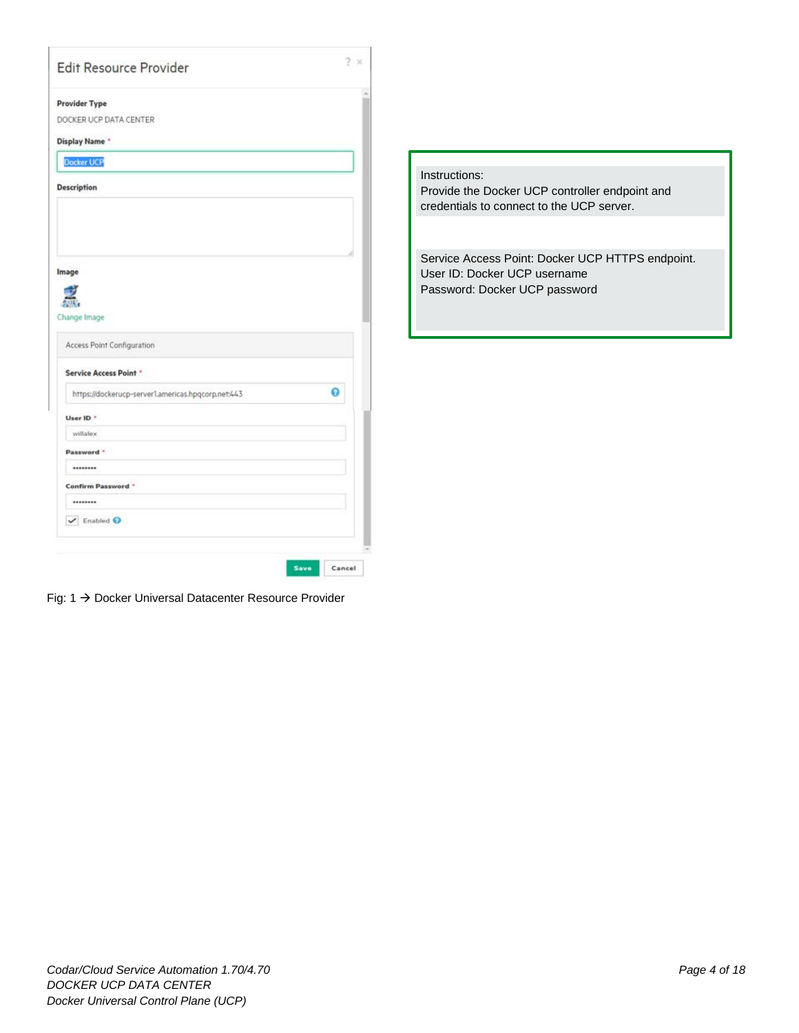Edit Resource Provider

**Provider Type**

DOCKER UCP DATA CENTER

**Display Name** *

Docker UCP

**Description**

**Image**

Change Image

Access Point Configuration

**Service Access Point** *

https://dockerucp-server1.americas.hpqcorp.net:443

**User ID** *

willalex

**Password** *

••••••••

**Confirm Password** *

••••••••

Enabled

Save | Cancel

Instructions:
Provide the Docker UCP controller endpoint and credentials to connect to the UCP server.

Service Access Point: Docker UCP HTTPS endpoint.
User ID: Docker UCP username
Password: Docker UCP password

Fig: 1 → Docker Universal Datacenter Resource Provider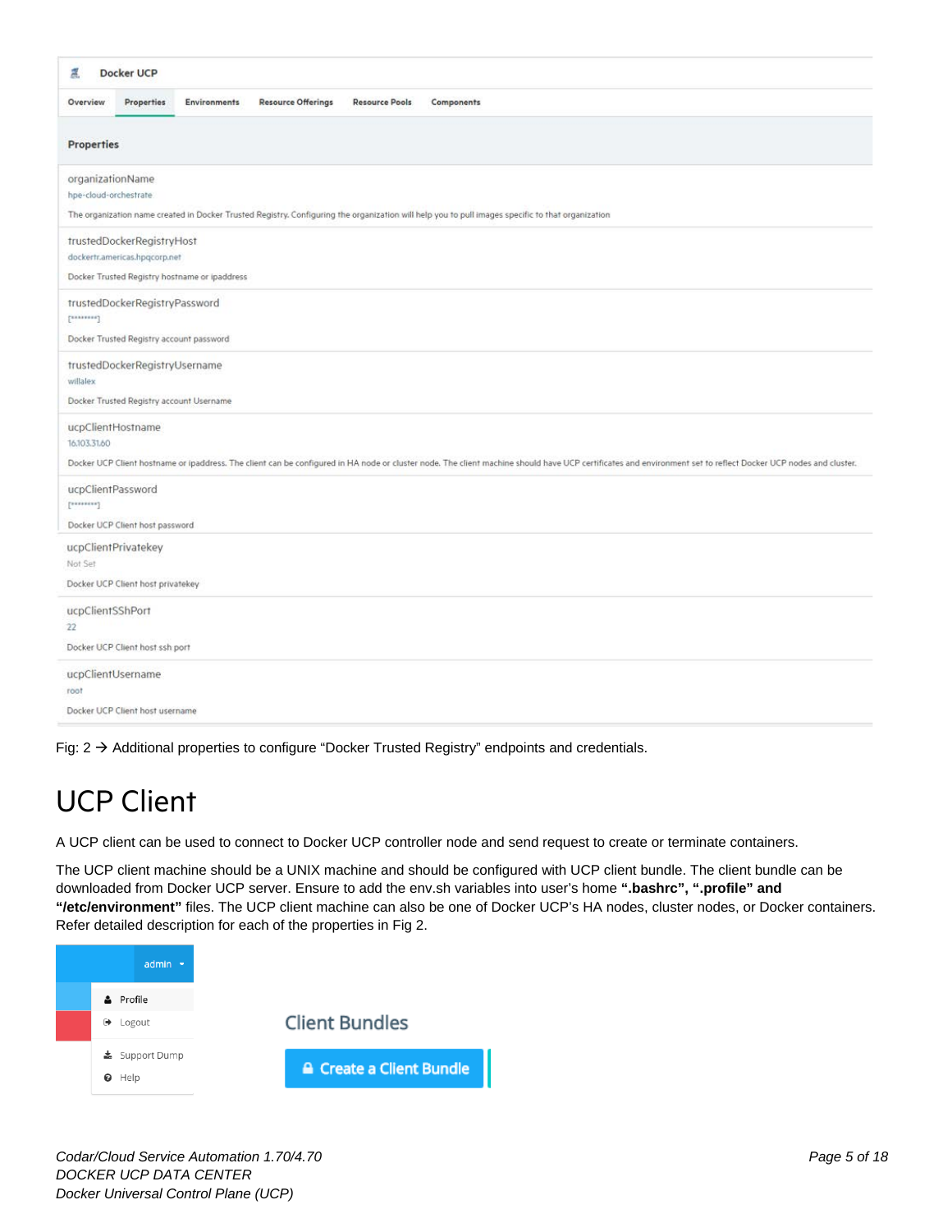Docker UCP

Overview | Properties | Environments | Resource Offerings | Resource Pools | Components

**Properties**

organizationName
hpe-cloud-orchestrate
The organization name created in Docker Trusted Registry. Configuring the organization will help you to pull images specific to that organization

trustedDockerRegistryHost
dockertr.americas.hpqcorp.net
Docker Trusted Registry hostname or ipaddress

trustedDockerRegistryPassword
[********]
Docker Trusted Registry account password

trustedDockerRegistryUsername
willalex
Docker Trusted Registry account Username

ucpClientHostname
16.103.31.60
Docker UCP Client hostname or ipaddress. The client can be configured in HA node or cluster node. The client machine should have UCP certificates and environment set to reflect Docker UCP nodes and cluster.

ucpClientPassword
[********]
Docker UCP Client host password

ucpClientPrivatekey
Not Set
Docker UCP Client host privatekey

ucpClientSShPort
22
Docker UCP Client host ssh port

ucpClientUsername
root
Docker UCP Client host username

Fig: 2 → Additional properties to configure "Docker Trusted Registry" endpoints and credentials.

# UCP Client

A UCP client can be used to connect to Docker UCP controller node and send request to create or terminate containers.

The UCP client machine should be a UNIX machine and should be configured with UCP client bundle. The client bundle can be downloaded from Docker UCP server. Ensure to add the env.sh variables into user's home **".bashrc", ".profile" and "/etc/environment"** files. The UCP client machine can also be one of Docker UCP's HA nodes, cluster nodes, or Docker containers. Refer detailed description for each of the properties in Fig 2.

admin
Profile
Logout
Support Dump
Help

Client Bundles

Create a Client Bundle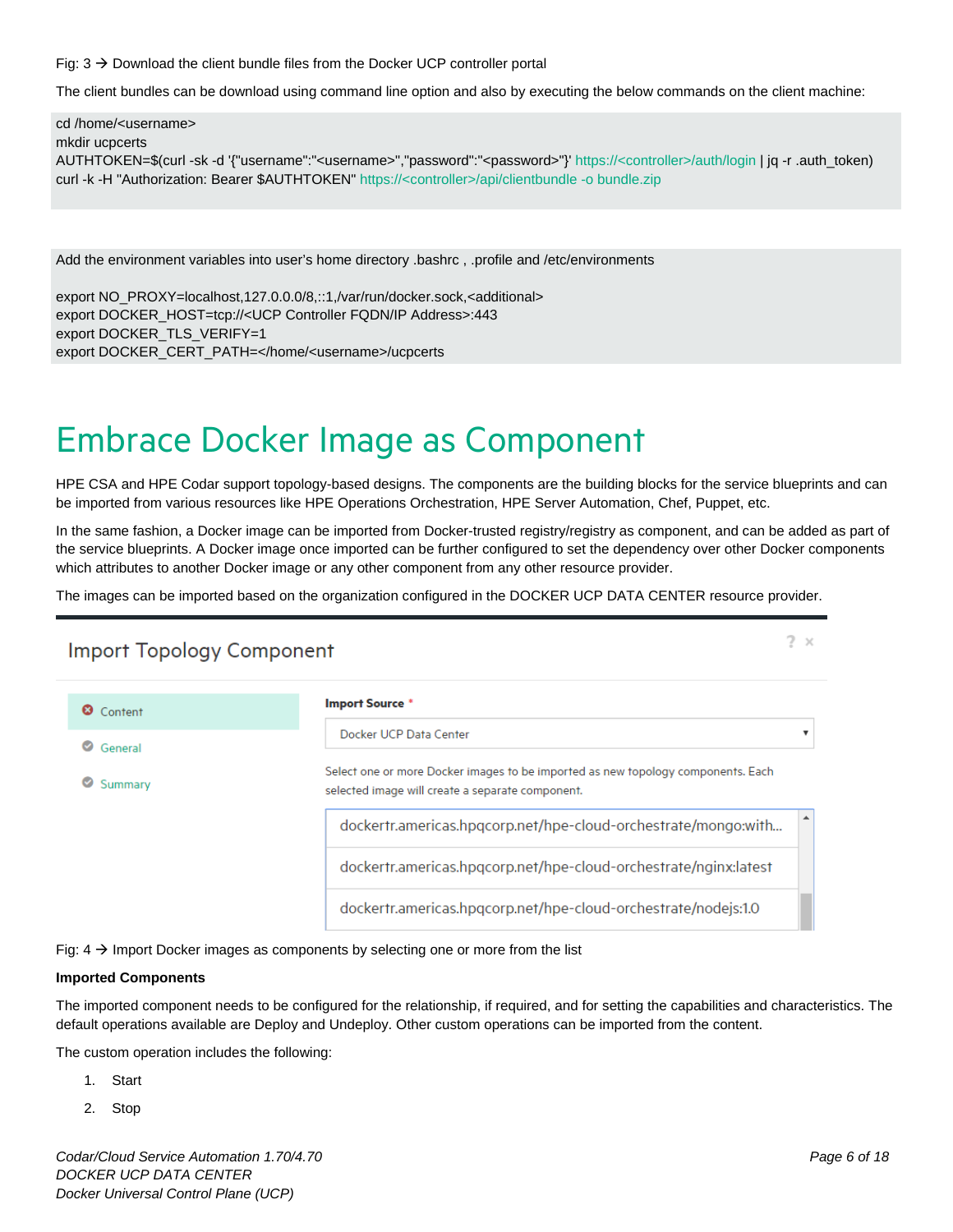Fig: 3 → Download the client bundle files from the Docker UCP controller portal

The client bundles can be download using command line option and also by executing the below commands on the client machine:

```
cd /home/<username>
mkdir ucpcerts
AUTHTOKEN=$(curl -sk -d '{"username":"<username>","password":"<password>"}' https://<controller>/auth/login | jq -r .auth_token)
curl -k -H "Authorization: Bearer $AUTHTOKEN" https://<controller>/api/clientbundle -o bundle.zip
```

```
Add the environment variables into user's home directory .bashrc , .profile and /etc/environments

export NO_PROXY=localhost,127.0.0.0/8,::1,/var/run/docker.sock,<additional>
export DOCKER_HOST=tcp://<UCP Controller FQDN/IP Address>:443
export DOCKER_TLS_VERIFY=1
export DOCKER_CERT_PATH=</home/<username>/ucpcerts
```

# Embrace Docker Image as Component

HPE CSA and HPE Codar support topology-based designs. The components are the building blocks for the service blueprints and can be imported from various resources like HPE Operations Orchestration, HPE Server Automation, Chef, Puppet, etc.

In the same fashion, a Docker image can be imported from Docker-trusted registry/registry as component, and can be added as part of the service blueprints. A Docker image once imported can be further configured to set the dependency over other Docker components which attributes to another Docker image or any other component from any other resource provider.

The images can be imported based on the organization configured in the DOCKER UCP DATA CENTER resource provider.

Import Topology Component

- Content
- General
- Summary

**Import Source** *

Docker UCP Data Center

Select one or more Docker images to be imported as new topology components. Each selected image will create a separate component.

- dockertr.americas.hpqcorp.net/hpe-cloud-orchestrate/mongo:with...
- dockertr.americas.hpqcorp.net/hpe-cloud-orchestrate/nginx:latest
- dockertr.americas.hpqcorp.net/hpe-cloud-orchestrate/nodejs:1.0

Fig: 4 → Import Docker images as components by selecting one or more from the list

**Imported Components**

The imported component needs to be configured for the relationship, if required, and for setting the capabilities and characteristics. The default operations available are Deploy and Undeploy. Other custom operations can be imported from the content.

The custom operation includes the following:

1. Start
2. Stop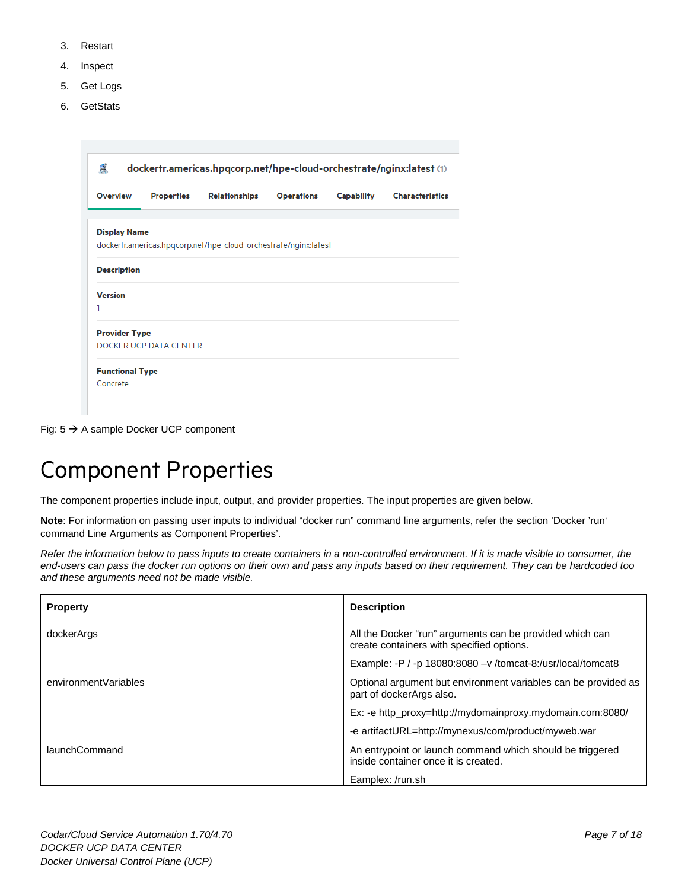3. Restart
4. Inspect
5. Get Logs
6. GetStats

Fig: 5 → A sample Docker UCP component

# Component Properties

The component properties include input, output, and provider properties. The input properties are given below.

**Note**: For information on passing user inputs to individual "docker run" command line arguments, refer the section 'Docker 'run' command Line Arguments as Component Properties'.

*Refer the information below to pass inputs to create containers in a non-controlled environment. If it is made visible to consumer, the end-users can pass the docker run options on their own and pass any inputs based on their requirement. They can be hardcoded too and these arguments need not be made visible.*

| Property | Description |
|---|---|
| dockerArgs | All the Docker "run" arguments can be provided which can create containers with specified options.<br><br>Example: -P / -p 18080:8080 –v /tomcat-8:/usr/local/tomcat8 |
| environmentVariables | Optional argument but environment variables can be provided as part of dockerArgs also.<br><br>Ex: -e http_proxy=http://mydomainproxy.mydomain.com:8080/<br><br>-e artifactURL=http://mynexus/com/product/myweb.war |
| launchCommand | An entrypoint or launch command which should be triggered inside container once it is created.<br><br>Eamplex: /run.sh |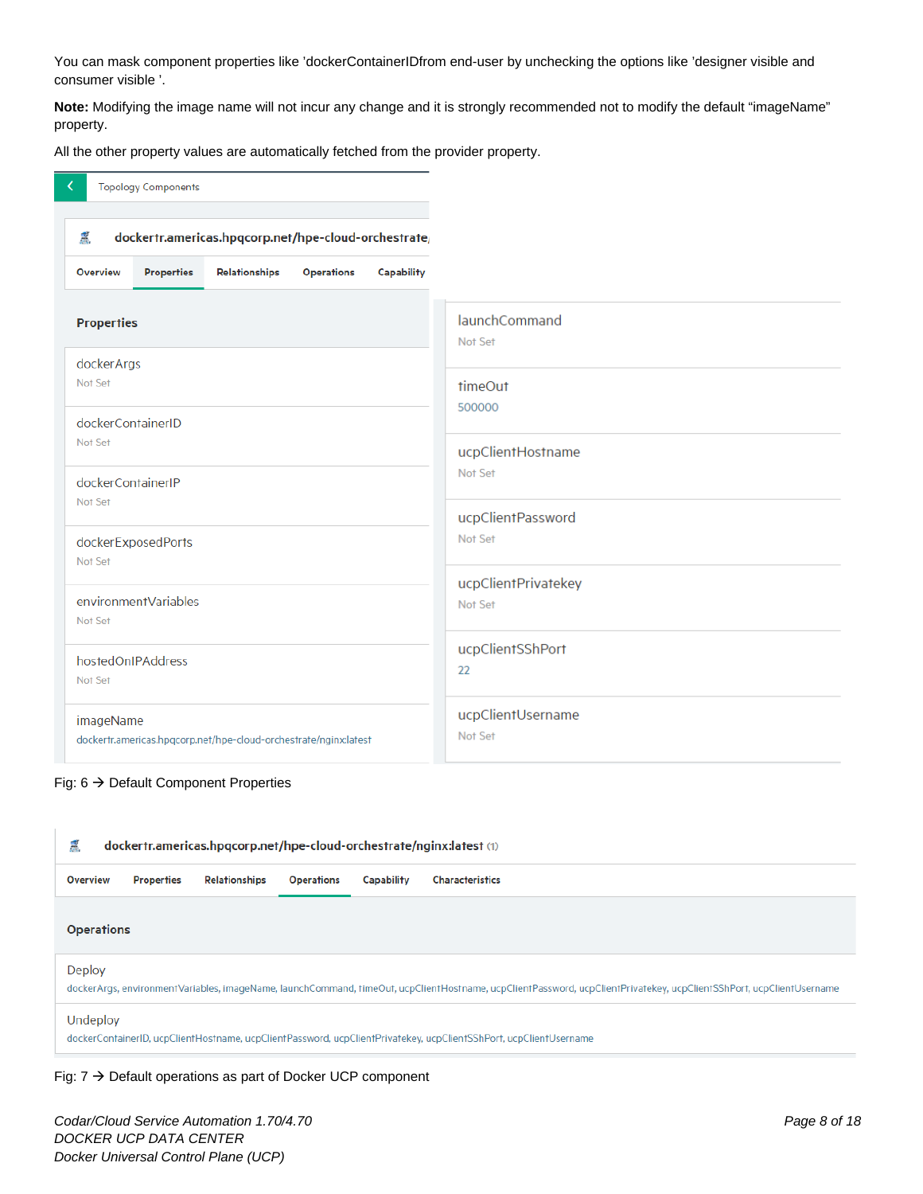You can mask component properties like 'dockerContainerIDfrom end-user by unchecking the options like 'designer visible and consumer visible '.

**Note:** Modifying the image name will not incur any change and it is strongly recommended not to modify the default “imageName” property.

All the other property values are automatically fetched from the provider property.

Topology Components

dockertr.americas.hpqcorp.net/hpe-cloud-orchestrate/

Overview | Properties | Relationships | Operations | Capability

**Properties**

| Property | Value |
|---|---|
| dockerArgs | Not Set |
| dockerContainerID | Not Set |
| dockerContainerIP | Not Set |
| dockerExposedPorts | Not Set |
| environmentVariables | Not Set |
| hostedOnIPAddress | Not Set |
| imageName | dockertr.americas.hpqcorp.net/hpe-cloud-orchestrate/nginx:latest |
| launchCommand | Not Set |
| timeOut | 500000 |
| ucpClientHostname | Not Set |
| ucpClientPassword | Not Set |
| ucpClientPrivatekey | Not Set |
| ucpClientSShPort | 22 |
| ucpClientUsername | Not Set |

Fig: 6 → Default Component Properties

dockertr.americas.hpqcorp.net/hpe-cloud-orchestrate/nginx:latest (1)

Overview | Properties | Relationships | Operations | Capability | Characteristics

**Operations**

| Operation | Parameters |
|---|---|
| Deploy | dockerArgs, environmentVariables, imageName, launchCommand, timeOut, ucpClientHostname, ucpClientPassword, ucpClientPrivatekey, ucpClientSShPort, ucpClientUsername |
| Undeploy | dockerContainerID, ucpClientHostname, ucpClientPassword, ucpClientPrivatekey, ucpClientSShPort, ucpClientUsername |

Fig: 7 → Default operations as part of Docker UCP component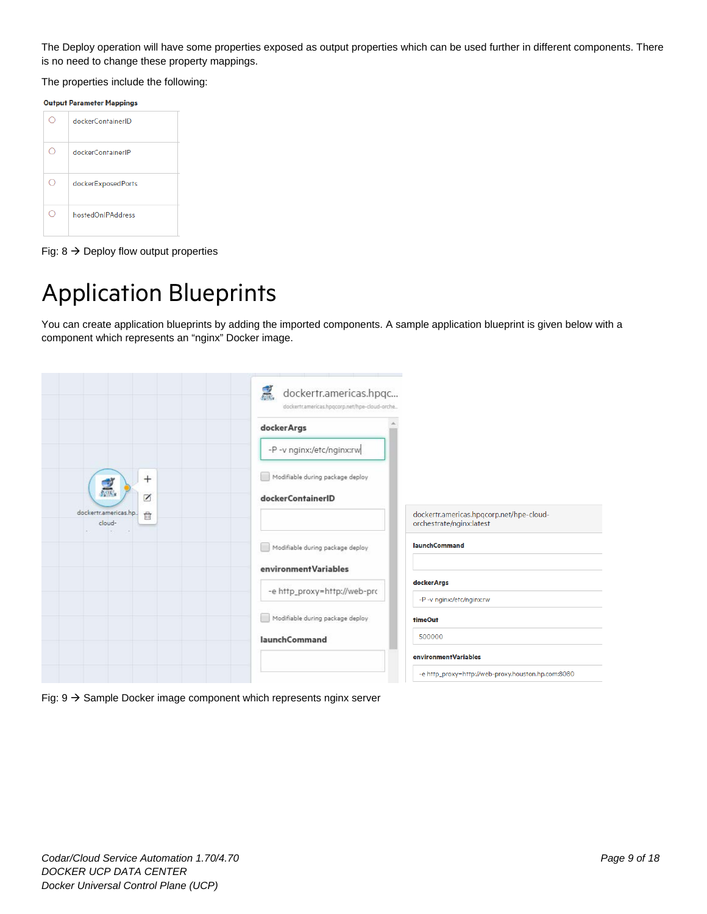The Deploy operation will have some properties exposed as output properties which can be used further in different components. There is no need to change these property mappings.

The properties include the following:

**Output Parameter Mappings**

| | |
|---|---|
| ○ | dockerContainerID |
| ○ | dockerContainerIP |
| ○ | dockerExposedPorts |
| ○ | hostedOnIPAddress |

Fig: 8 → Deploy flow output properties

# Application Blueprints

You can create application blueprints by adding the imported components. A sample application blueprint is given below with a component which represents an "nginx" Docker image.

Fig: 9 → Sample Docker image component which represents nginx server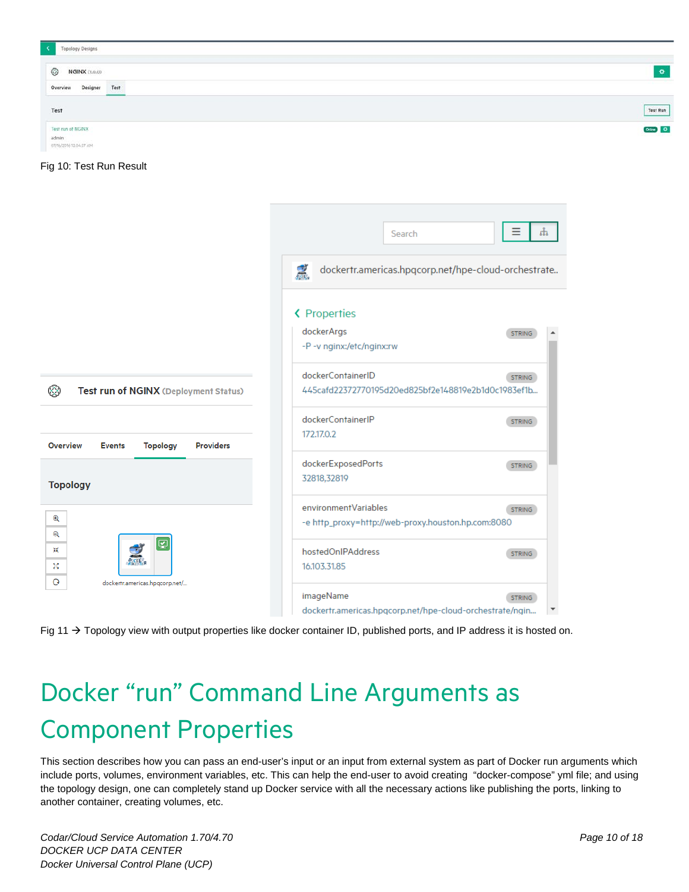Fig 10: Test Run Result

Fig 11 → Topology view with output properties like docker container ID, published ports, and IP address it is hosted on.

# Docker "run" Command Line Arguments as Component Properties

This section describes how you can pass an end-user's input or an input from external system as part of Docker run arguments which include ports, volumes, environment variables, etc. This can help the end-user to avoid creating "docker-compose" yml file; and using the topology design, one can completely stand up Docker service with all the necessary actions like publishing the ports, linking to another container, creating volumes, etc.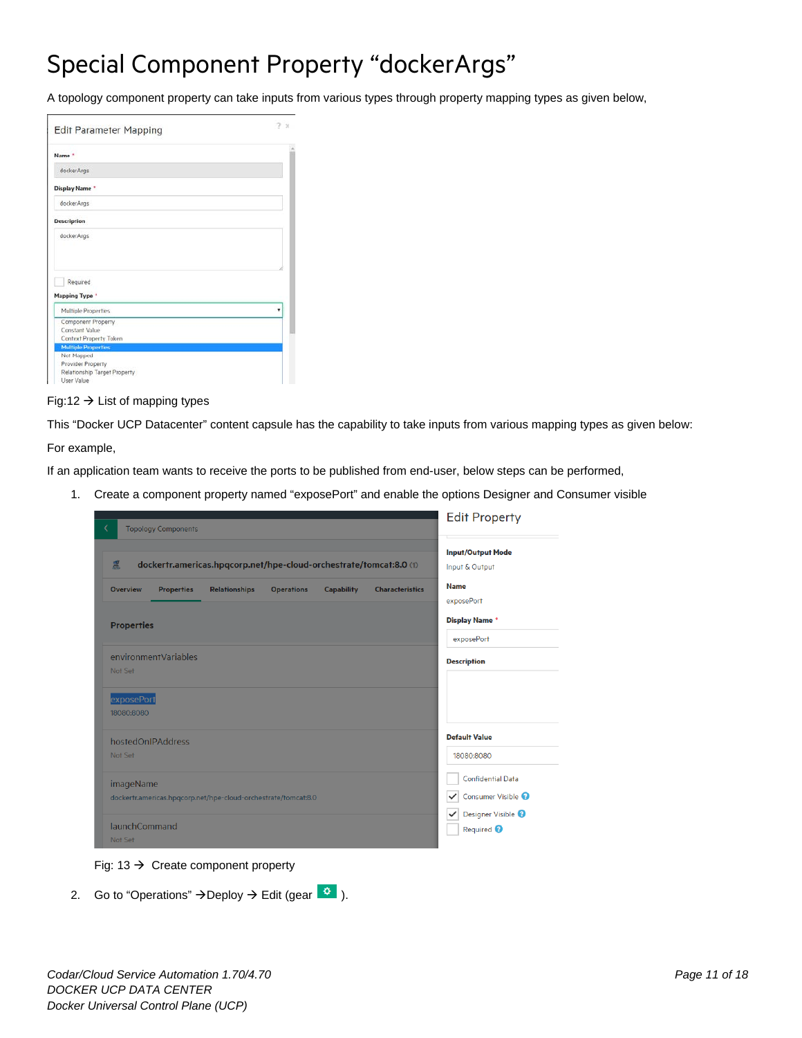# Special Component Property "dockerArgs"

A topology component property can take inputs from various types through property mapping types as given below,

Fig:12 → List of mapping types

This "Docker UCP Datacenter" content capsule has the capability to take inputs from various mapping types as given below:

For example,

If an application team wants to receive the ports to be published from end-user, below steps can be performed,

1. Create a component property named "exposePort" and enable the options Designer and Consumer visible

Fig: 13 → Create component property

2. Go to "Operations" →Deploy → Edit (gear ).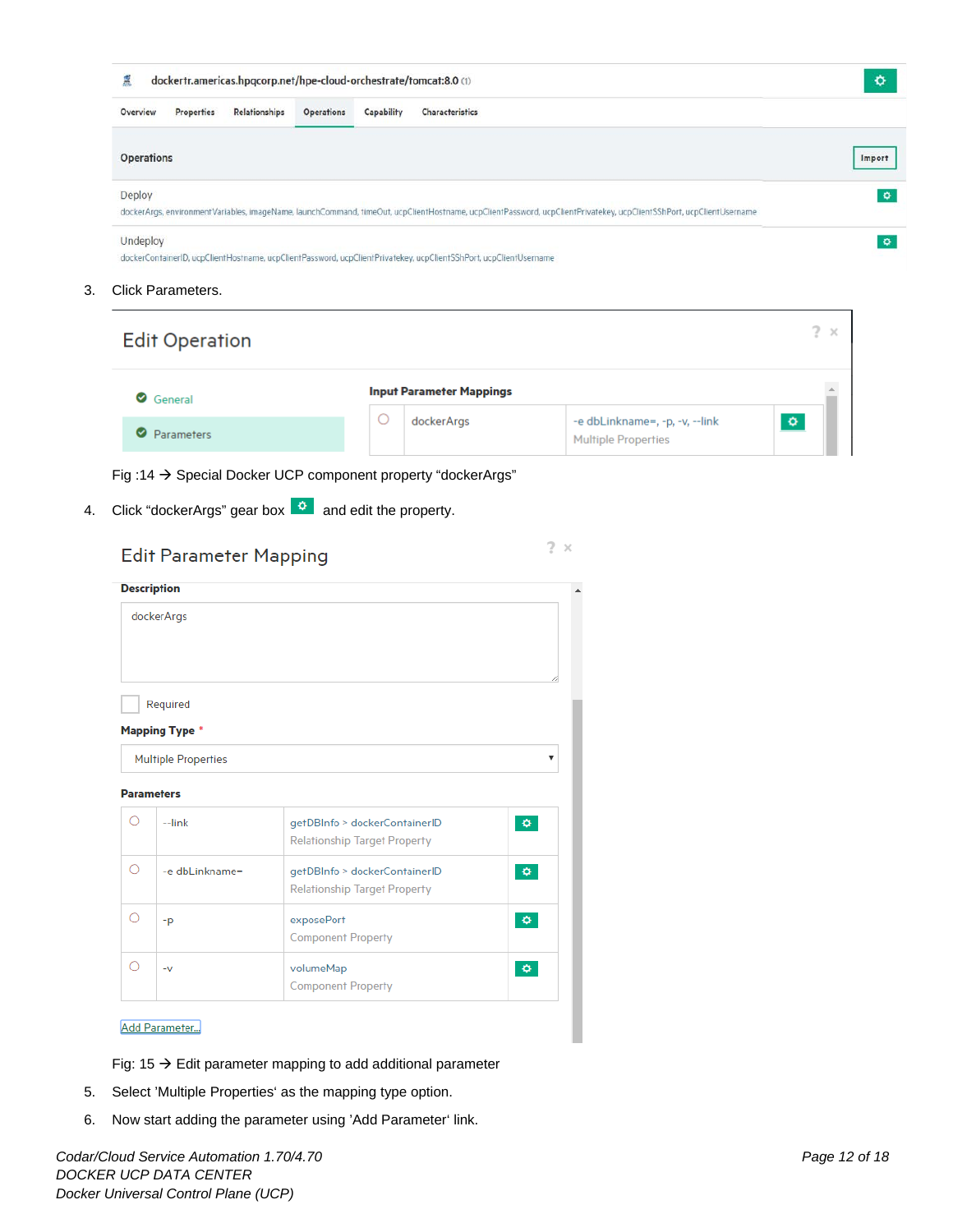dockertr.americas.hpqcorp.net/hpe-cloud-orchestrate/tomcat:8.0 (1)

Overview | Properties | Relationships | Operations | Capability | Characteristics

Operations

Import

Deploy
dockerArgs, environmentVariables, imageName, launchCommand, timeOut, ucpClientHostname, ucpClientPassword, ucpClientPrivatekey, ucpClientSShPort, ucpClientUsername

Undeploy
dockerContainerID, ucpClientHostname, ucpClientPassword, ucpClientPrivatekey, ucpClientSShPort, ucpClientUsername

3. Click Parameters.

Edit Operation

General

Parameters

Input Parameter Mappings

| | | |
|---|---|---|
| dockerArgs | -e dbLinkname=, -p, -v, --link<br>Multiple Properties | |

Fig :14 → Special Docker UCP component property “dockerArgs”

4. Click “dockerArgs” gear box and edit the property.

Edit Parameter Mapping

Description

dockerArgs

Required

Mapping Type *

Multiple Properties

Parameters

| | | |
|---|---|---|
| --link | getDBInfo > dockerContainerID<br>Relationship Target Property | |
| -e dbLinkname= | getDBInfo > dockerContainerID<br>Relationship Target Property | |
| -p | exposePort<br>Component Property | |
| -v | volumeMap<br>Component Property | |

Add Parameter...

Fig: 15 → Edit parameter mapping to add additional parameter

5. Select ’Multiple Properties‘ as the mapping type option.
6. Now start adding the parameter using ’Add Parameter‘ link.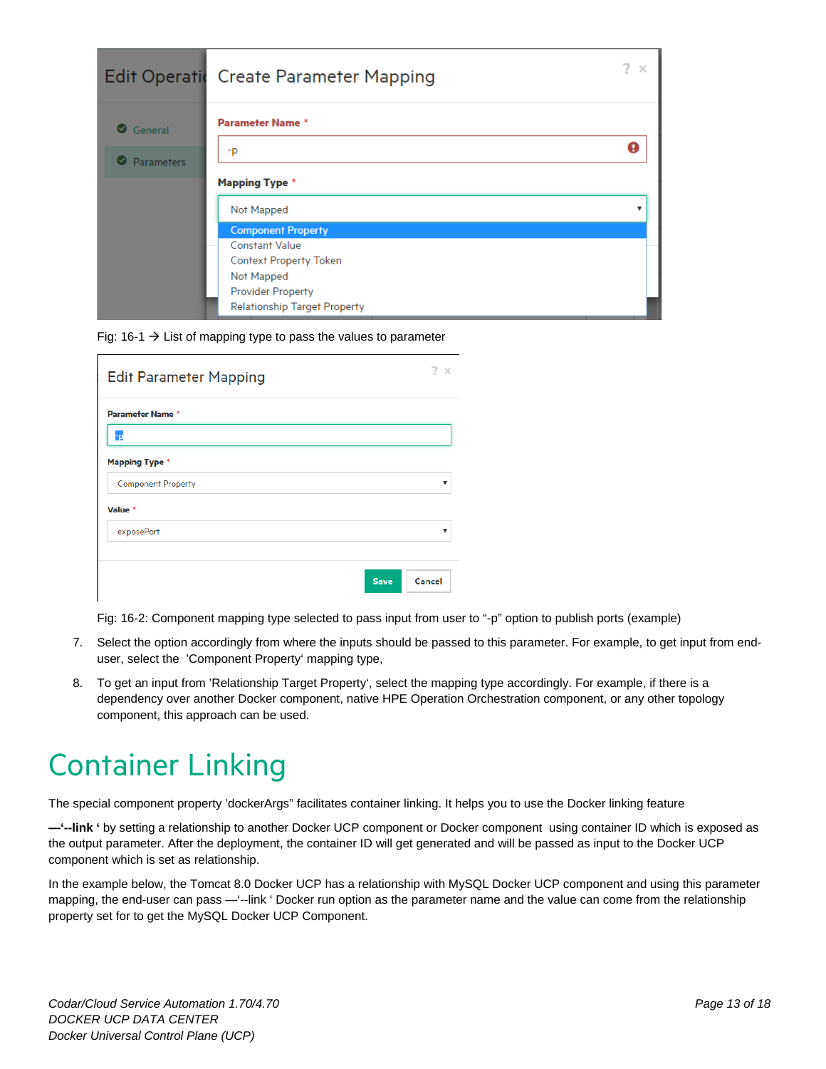Fig: 16-1 → List of mapping type to pass the values to parameter

Fig: 16-2: Component mapping type selected to pass input from user to "-p" option to publish ports (example)

7. Select the option accordingly from where the inputs should be passed to this parameter. For example, to get input from end-user, select the 'Component Property' mapping type,

8. To get an input from 'Relationship Target Property', select the mapping type accordingly. For example, if there is a dependency over another Docker component, native HPE Operation Orchestration component, or any other topology component, this approach can be used.

# Container Linking

The special component property 'dockerArgs" facilitates container linking. It helps you to use the Docker linking feature

**—'--link '** by setting a relationship to another Docker UCP component or Docker component using container ID which is exposed as the output parameter. After the deployment, the container ID will get generated and will be passed as input to the Docker UCP component which is set as relationship.

In the example below, the Tomcat 8.0 Docker UCP has a relationship with MySQL Docker UCP component and using this parameter mapping, the end-user can pass —'--link ' Docker run option as the parameter name and the value can come from the relationship property set for to get the MySQL Docker UCP Component.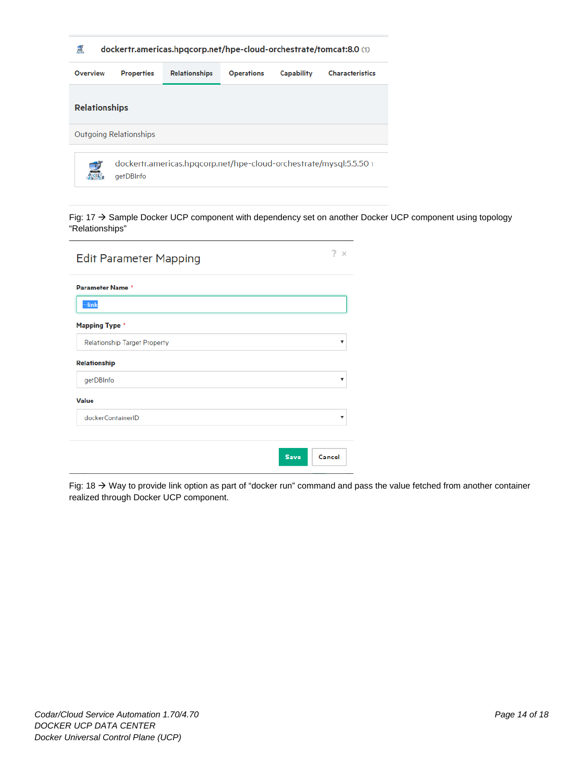dockertr.americas.hpqcorp.net/hpe-cloud-orchestrate/tomcat:8.0 (1)

Overview | Properties | Relationships | Operations | Capability | Characteristics

**Relationships**

Outgoing Relationships

dockertr.americas.hpqcorp.net/hpe-cloud-orchestrate/mysql:5.5.50 1
getDBInfo

Fig: 17 → Sample Docker UCP component with dependency set on another Docker UCP component using topology “Relationships”

Edit Parameter Mapping

**Parameter Name** *

--link

**Mapping Type** *

Relationship Target Property

**Relationship**

getDBInfo

**Value**

dockerContainerID

Save | Cancel

Fig: 18 → Way to provide link option as part of “docker run” command and pass the value fetched from another container realized through Docker UCP component.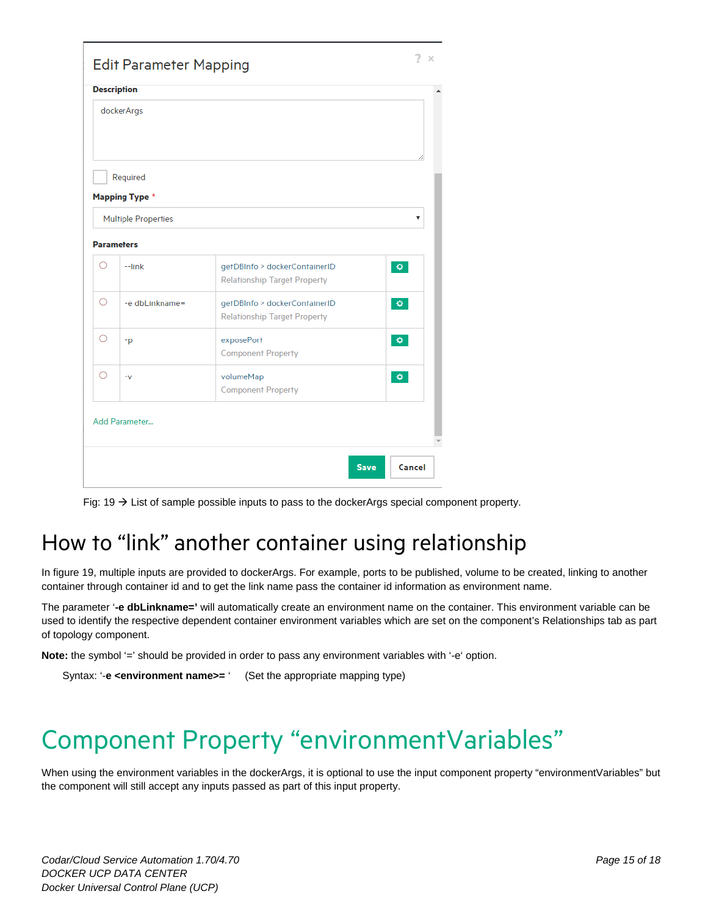### Edit Parameter Mapping

**Description**

dockerArgs

Required

**Mapping Type** *

Multiple Properties

**Parameters**

| | | | |
|---|---|---|---|
| ○ | --link | getDBInfo > dockerContainerID Relationship Target Property | ⚙ |
| ○ | -e dbLinkname= | getDBInfo > dockerContainerID Relationship Target Property | ⚙ |
| ○ | -p | exposePort Component Property | ⚙ |
| ○ | -v | volumeMap Component Property | ⚙ |

Add Parameter...

Save Cancel

Fig: 19 → List of sample possible inputs to pass to the dockerArgs special component property.

# How to “link” another container using relationship

In figure 19, multiple inputs are provided to dockerArgs. For example, ports to be published, volume to be created, linking to another container through container id and to get the link name pass the container id information as environment name.

The parameter ‘**-e dbLinkname=’** will automatically create an environment name on the container. This environment variable can be used to identify the respective dependent container environment variables which are set on the component’s Relationships tab as part of topology component.

**Note:** the symbol ‘=’ should be provided in order to pass any environment variables with ‘-e‘ option.

Syntax: ‘**-e <environment name>=** ‘ (Set the appropriate mapping type)

# Component Property “environmentVariables”

When using the environment variables in the dockerArgs, it is optional to use the input component property “environmentVariables” but the component will still accept any inputs passed as part of this input property.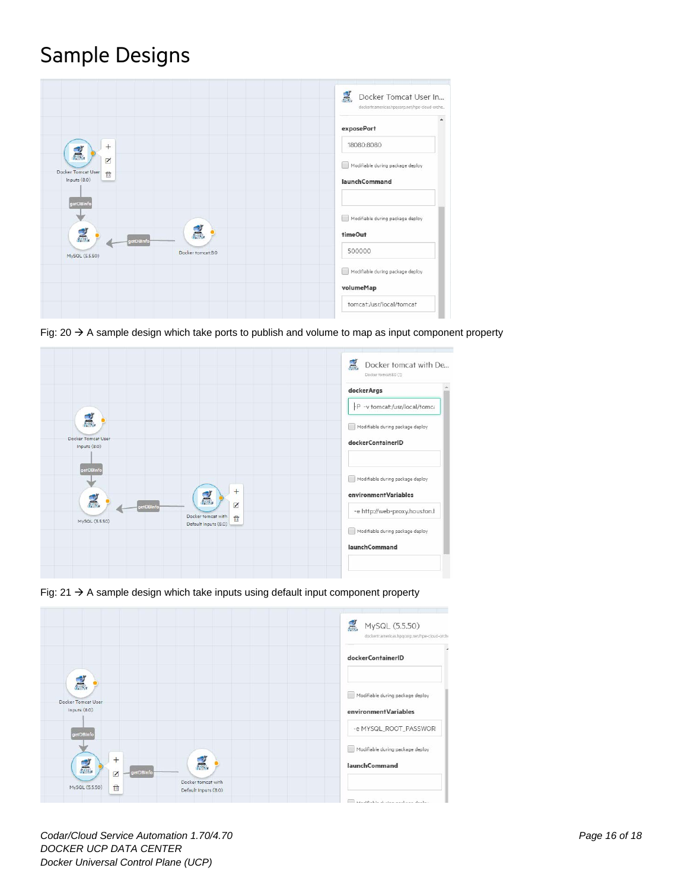# Sample Designs

Fig: 20 → A sample design which take ports to publish and volume to map as input component property

Fig: 21 → A sample design which take inputs using default input component property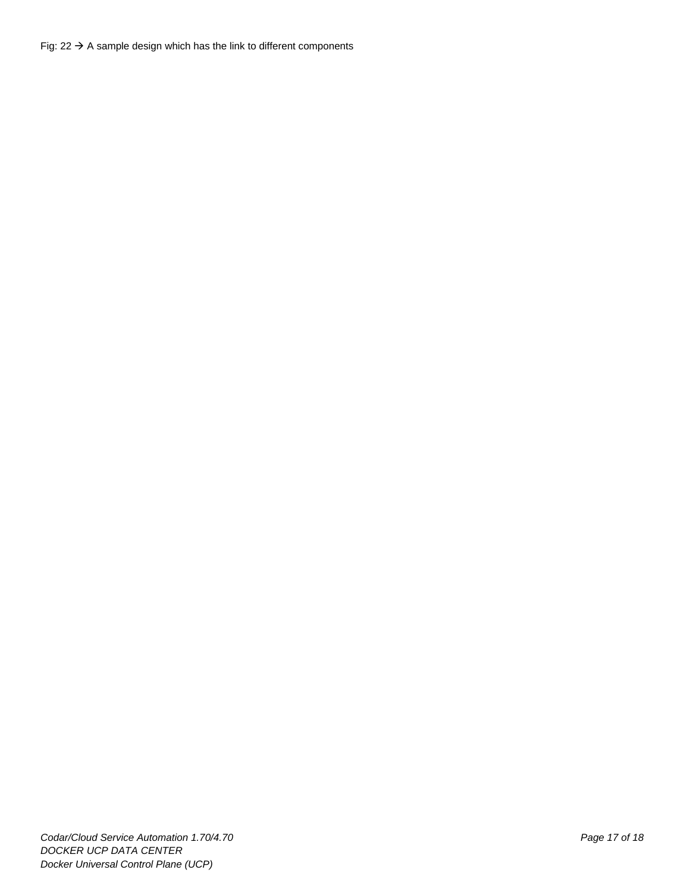Fig: 22 → A sample design which has the link to different components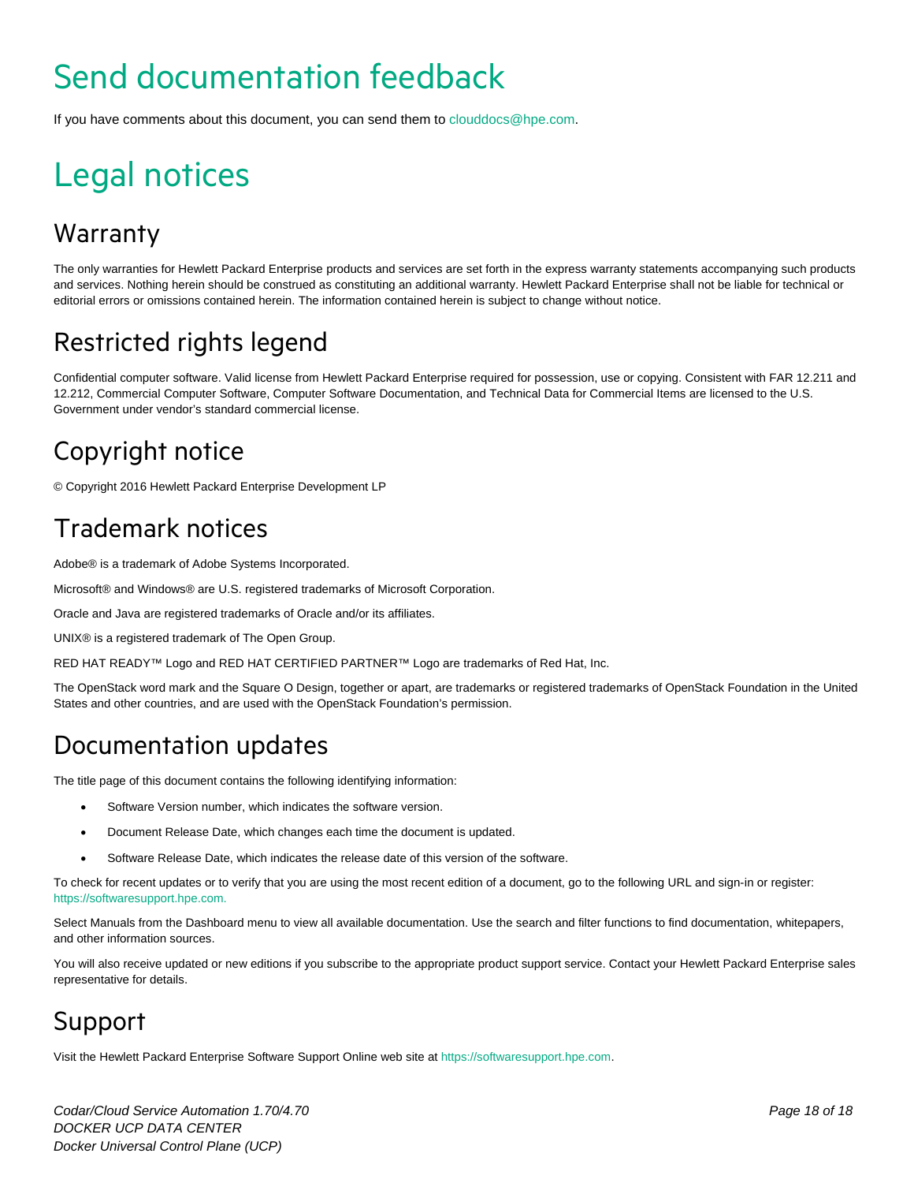# Send documentation feedback

If you have comments about this document, you can send them to clouddocs@hpe.com.

# Legal notices

## Warranty

The only warranties for Hewlett Packard Enterprise products and services are set forth in the express warranty statements accompanying such products and services. Nothing herein should be construed as constituting an additional warranty. Hewlett Packard Enterprise shall not be liable for technical or editorial errors or omissions contained herein. The information contained herein is subject to change without notice.

## Restricted rights legend

Confidential computer software. Valid license from Hewlett Packard Enterprise required for possession, use or copying. Consistent with FAR 12.211 and 12.212, Commercial Computer Software, Computer Software Documentation, and Technical Data for Commercial Items are licensed to the U.S. Government under vendor's standard commercial license.

## Copyright notice

© Copyright 2016 Hewlett Packard Enterprise Development LP

## Trademark notices

Adobe® is a trademark of Adobe Systems Incorporated.

Microsoft® and Windows® are U.S. registered trademarks of Microsoft Corporation.

Oracle and Java are registered trademarks of Oracle and/or its affiliates.

UNIX® is a registered trademark of The Open Group.

RED HAT READY™ Logo and RED HAT CERTIFIED PARTNER™ Logo are trademarks of Red Hat, Inc.

The OpenStack word mark and the Square O Design, together or apart, are trademarks or registered trademarks of OpenStack Foundation in the United States and other countries, and are used with the OpenStack Foundation's permission.

## Documentation updates

The title page of this document contains the following identifying information:

- Software Version number, which indicates the software version.
- Document Release Date, which changes each time the document is updated.
- Software Release Date, which indicates the release date of this version of the software.

To check for recent updates or to verify that you are using the most recent edition of a document, go to the following URL and sign-in or register: https://softwaresupport.hpe.com.

Select Manuals from the Dashboard menu to view all available documentation. Use the search and filter functions to find documentation, whitepapers, and other information sources.

You will also receive updated or new editions if you subscribe to the appropriate product support service. Contact your Hewlett Packard Enterprise sales representative for details.

## Support

Visit the Hewlett Packard Enterprise Software Support Online web site at https://softwaresupport.hpe.com.